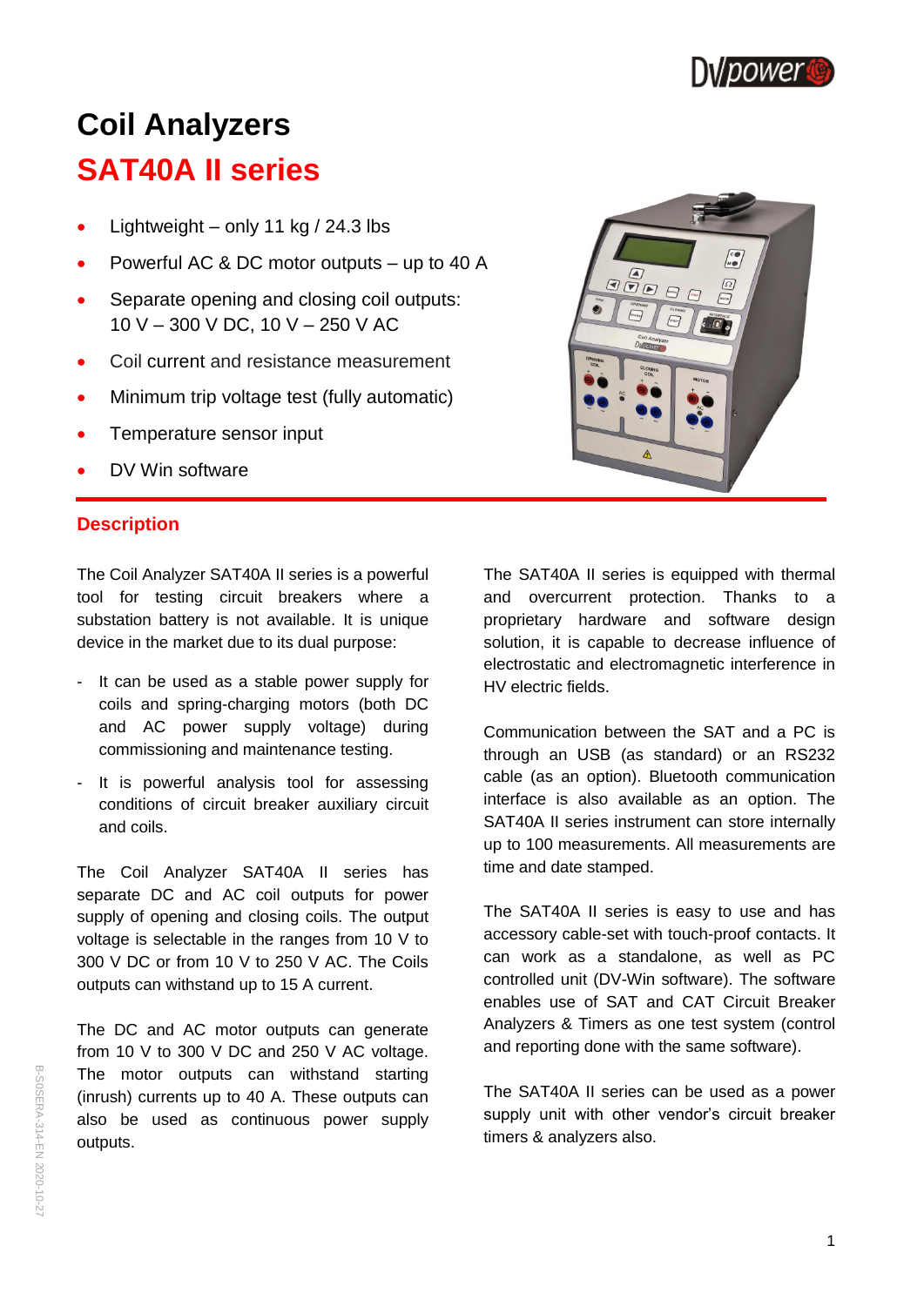# Coil Analyzers

## SAT40A II series

- Lightweight – only 11 kg / 24.3 lbs
- Powerful AC & DC motor outputs – up to 40 A
- Separate opening and closing coil outputs: 10 V – 300 V DC, 10 V – 250 V AC
- Coil current and resistance measurement
- Minimum trip voltage test (fully automatic)
- Temperature sensor input
- DV Win software

## Description

The Coil Analyzer SAT40A II series is a powerful tool for testing circuit breakers where a substation battery is not available. It is unique device in the market due to its dual purpose:

- It can be used as a stable power supply for coils and spring-charging motors (both DC and AC power supply voltage) during commissioning and maintenance testing.
- It is powerful analysis tool for assessing conditions of circuit breaker auxiliary circuit and coils.

The Coil Analyzer SAT40A II series has separate DC and AC coil outputs for power supply of opening and closing coils. The output voltage is selectable in the ranges from 10 V to 300 V DC or from 10 V to 250 V AC. The Coils outputs can withstand up to 15 A current.

The DC and AC motor outputs can generate from 10 V to 300 V DC and 250 V AC voltage. The motor outputs can withstand starting (inrush) currents up to 40 A. These outputs can also be used as continuous power supply outputs.

The SAT40A II series is equipped with thermal and overcurrent protection. Thanks to a proprietary hardware and software design solution, it is capable to decrease influence of electrostatic and electromagnetic interference in HV electric fields.

Communication between the SAT and a PC is through an USB (as standard) or an RS232 cable (as an option). Bluetooth communication interface is also available as an option. The SAT40A II series instrument can store internally up to 100 measurements. All measurements are time and date stamped.

The SAT40A II series is easy to use and has accessory cable-set with touch-proof contacts. It can work as a standalone, as well as PC controlled unit (DV-Win software). The software enables use of SAT and CAT Circuit Breaker Analyzers & Timers as one test system (control and reporting done with the same software).

The SAT40A II series can be used as a power supply unit with other vendor's circuit breaker timers & analyzers also.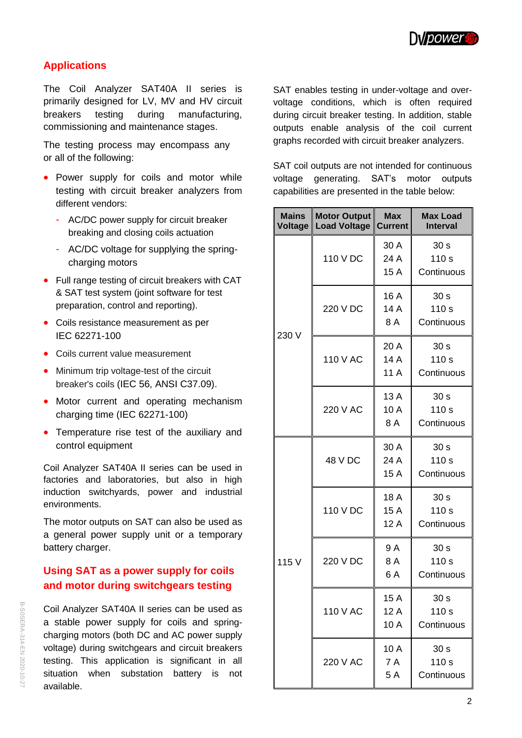## Applications

The Coil Analyzer SAT40A II series is primarily designed for LV, MV and HV circuit breakers testing during manufacturing, commissioning and maintenance stages.

The testing process may encompass any or all of the following:

- Power supply for coils and motor while testing with circuit breaker analyzers from different vendors:
  - AC/DC power supply for circuit breaker breaking and closing coils actuation
  - AC/DC voltage for supplying the spring-charging motors
- Full range testing of circuit breakers with CAT & SAT test system (joint software for test preparation, control and reporting).
- Coils resistance measurement as per IEC 62271-100
- Coils current value measurement
- Minimum trip voltage-test of the circuit breaker's coils (IEC 56, ANSI C37.09).
- Motor current and operating mechanism charging time (IEC 62271-100)
- Temperature rise test of the auxiliary and control equipment

Coil Analyzer SAT40A II series can be used in factories and laboratories, but also in high induction switchyards, power and industrial environments.

The motor outputs on SAT can also be used as a general power supply unit or a temporary battery charger.

## Using SAT as a power supply for coils and motor during switchgears testing

Coil Analyzer SAT40A II series can be used as a stable power supply for coils and spring-charging motors (both DC and AC power supply voltage) during switchgears and circuit breakers testing. This application is significant in all situation when substation battery is not available.

SAT enables testing in under-voltage and over-voltage conditions, which is often required during circuit breaker testing. In addition, stable outputs enable analysis of the coil current graphs recorded with circuit breaker analyzers.

SAT coil outputs are not intended for continuous voltage generating. SAT's motor outputs capabilities are presented in the table below:

| Mains Voltage | Motor Output Load Voltage | Max Current | Max Load Interval |
|---|---|---|---|
| 230 V | 110 V DC | 30 A<br>24 A<br>15 A | 30 s<br>110 s<br>Continuous |
| | 220 V DC | 16 A<br>14 A<br>8 A | 30 s<br>110 s<br>Continuous |
| | 110 V AC | 20 A<br>14 A<br>11 A | 30 s<br>110 s<br>Continuous |
| | 220 V AC | 13 A<br>10 A<br>8 A | 30 s<br>110 s<br>Continuous |
| 115 V | 48 V DC | 30 A<br>24 A<br>15 A | 30 s<br>110 s<br>Continuous |
| | 110 V DC | 18 A<br>15 A<br>12 A | 30 s<br>110 s<br>Continuous |
| | 220 V DC | 9 A<br>8 A<br>6 A | 30 s<br>110 s<br>Continuous |
| | 110 V AC | 15 A<br>12 A<br>10 A | 30 s<br>110 s<br>Continuous |
| | 220 V AC | 10 A<br>7 A<br>5 A | 30 s<br>110 s<br>Continuous |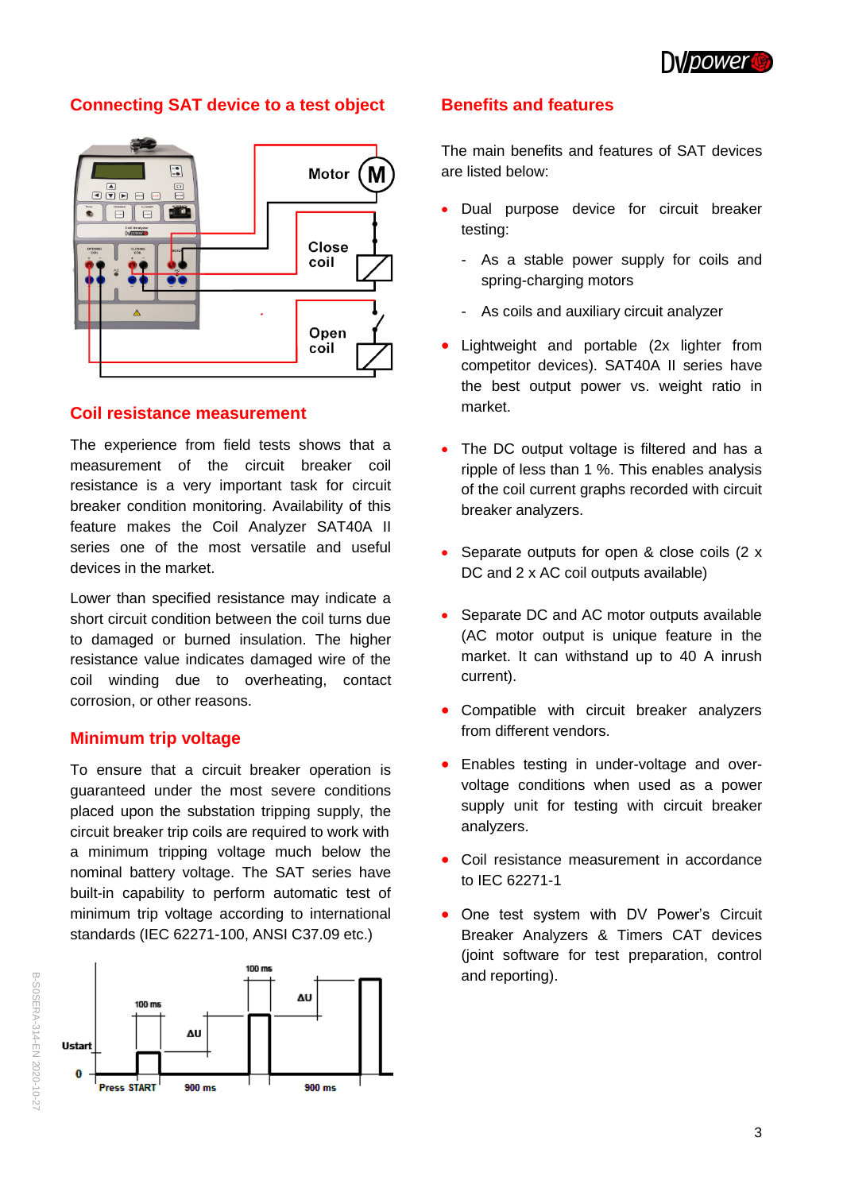## Connecting SAT device to a test object

Motor

M

Close coil

Open coil

## Coil resistance measurement

The experience from field tests shows that a measurement of the circuit breaker coil resistance is a very important task for circuit breaker condition monitoring. Availability of this feature makes the Coil Analyzer SAT40A II series one of the most versatile and useful devices in the market.

Lower than specified resistance may indicate a short circuit condition between the coil turns due to damaged or burned insulation. The higher resistance value indicates damaged wire of the coil winding due to overheating, contact corrosion, or other reasons.

## Minimum trip voltage

To ensure that a circuit breaker operation is guaranteed under the most severe conditions placed upon the substation tripping supply, the circuit breaker trip coils are required to work with a minimum tripping voltage much below the nominal battery voltage. The SAT series have built-in capability to perform automatic test of minimum trip voltage according to international standards (IEC 62271-100, ANSI C37.09 etc.)

100 ms

100 ms

ΔU

ΔU

Ustart

0

Press START

900 ms

900 ms

## Benefits and features

The main benefits and features of SAT devices are listed below:

- Dual purpose device for circuit breaker testing:
  - As a stable power supply for coils and spring-charging motors
  - As coils and auxiliary circuit analyzer
- Lightweight and portable (2x lighter from competitor devices). SAT40A II series have the best output power vs. weight ratio in market.
- The DC output voltage is filtered and has a ripple of less than 1 %. This enables analysis of the coil current graphs recorded with circuit breaker analyzers.
- Separate outputs for open & close coils (2 x DC and 2 x AC coil outputs available)
- Separate DC and AC motor outputs available (AC motor output is unique feature in the market. It can withstand up to 40 A inrush current).
- Compatible with circuit breaker analyzers from different vendors.
- Enables testing in under-voltage and over-voltage conditions when used as a power supply unit for testing with circuit breaker analyzers.
- Coil resistance measurement in accordance to IEC 62271-1
- One test system with DV Power's Circuit Breaker Analyzers & Timers CAT devices (joint software for test preparation, control and reporting).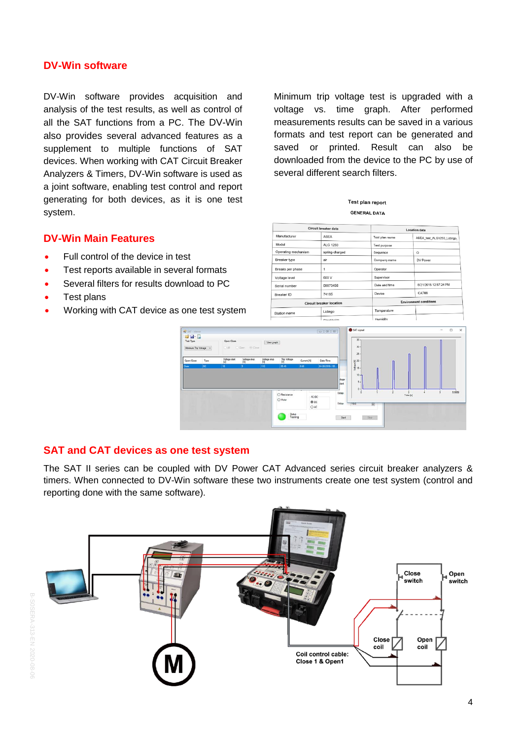## DV-Win software

DV-Win software provides acquisition and analysis of the test results, as well as control of all the SAT functions from a PC. The DV-Win also provides several advanced features as a supplement to multiple functions of SAT devices. When working with CAT Circuit Breaker Analyzers & Timers, DV-Win software is used as a joint software, enabling test control and report generating for both devices, as it is one test system.

Minimum trip voltage test is upgraded with a voltage vs. time graph. After performed measurements results can be saved in a various formats and test report can be generated and saved or printed. Result can also be downloaded from the device to the PC by use of several different search filters.

## DV-Win Main Features

- Full control of the device in test
- Test reports available in several formats
- Several filters for results download to PC
- Test plans
- Working with CAT device as one test system

## SAT and CAT devices as one test system

The SAT II series can be coupled with DV Power CAT Advanced series circuit breaker analyzers & timers. When connected to DV-Win software these two instruments create one test system (control and reporting done with the same software).

Close switch

Open switch

Close coil

Open coil

Coil control cable: Close 1 & Open1

M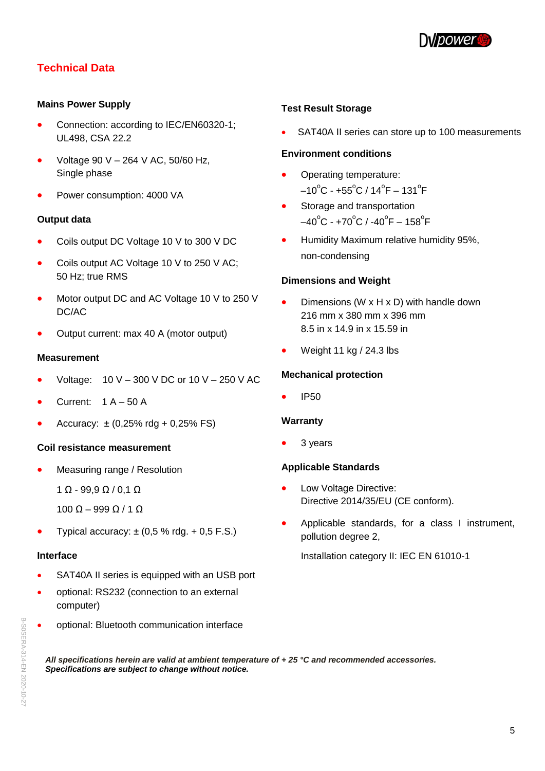## Technical Data

### Mains Power Supply

- Connection: according to IEC/EN60320-1; UL498, CSA 22.2
- Voltage 90 V – 264 V AC, 50/60 Hz, Single phase
- Power consumption: 4000 VA

### Output data

- Coils output DC Voltage 10 V to 300 V DC
- Coils output AC Voltage 10 V to 250 V AC; 50 Hz; true RMS
- Motor output DC and AC Voltage 10 V to 250 V DC/AC
- Output current: max 40 A (motor output)

### Measurement

- Voltage: 10 V – 300 V DC or 10 V – 250 V AC
- Current: 1 A – 50 A
- Accuracy: ± (0,25% rdg + 0,25% FS)

### Coil resistance measurement

- Measuring range / Resolution

  1 Ω - 99,9 Ω / 0,1 Ω

  100 Ω – 999 Ω / 1 Ω
- Typical accuracy: ± (0,5 % rdg. + 0,5 F.S.)

### Interface

- SAT40A II series is equipped with an USB port
- optional: RS232 (connection to an external computer)
- optional: Bluetooth communication interface

### Test Result Storage

- SAT40A II series can store up to 100 measurements

### Environment conditions

- Operating temperature:
  –10°C - +55°C / 14°F – 131°F
- Storage and transportation
  –40°C - +70°C / -40°F – 158°F
- Humidity Maximum relative humidity 95%, non-condensing

### Dimensions and Weight

- Dimensions (W x H x D) with handle down
  216 mm x 380 mm x 396 mm
  8.5 in x 14.9 in x 15.59 in
- Weight 11 kg / 24.3 lbs

### Mechanical protection

- IP50

### Warranty

- 3 years

### Applicable Standards

- Low Voltage Directive:
  Directive 2014/35/EU (CE conform).
- Applicable standards, for a class I instrument, pollution degree 2,

  Installation category II: IEC EN 61010-1

***All specifications herein are valid at ambient temperature of + 25 °C and recommended accessories.***
***Specifications are subject to change without notice.***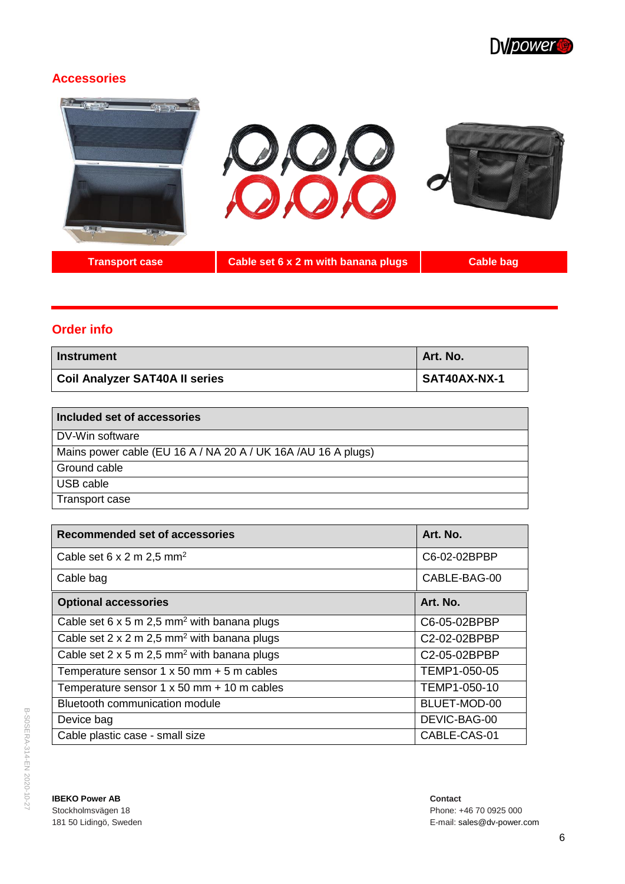## Accessories

| Transport case | Cable set 6 x 2 m with banana plugs | Cable bag |
|---|---|---|

## Order info

| Instrument | Art. No. |
|---|---|
| **Coil Analyzer SAT40A II series** | **SAT40AX-NX-1** |

| Included set of accessories |
|---|
| DV-Win software |
| Mains power cable (EU 16 A / NA 20 A / UK 16A /AU 16 A plugs) |
| Ground cable |
| USB cable |
| Transport case |

| Recommended set of accessories | Art. No. |
|---|---|
| Cable set 6 x 2 m 2,5 mm² | C6-02-02BPBP |
| Cable bag | CABLE-BAG-00 |

| Optional accessories | Art. No. |
|---|---|
| Cable set 6 x 5 m 2,5 mm² with banana plugs | C6-05-02BPBP |
| Cable set 2 x 2 m 2,5 mm² with banana plugs | C2-02-02BPBP |
| Cable set 2 x 5 m 2,5 mm² with banana plugs | C2-05-02BPBP |
| Temperature sensor 1 x 50 mm + 5 m cables | TEMP1-050-05 |
| Temperature sensor 1 x 50 mm + 10 m cables | TEMP1-050-10 |
| Bluetooth communication module | BLUET-MOD-00 |
| Device bag | DEVIC-BAG-00 |
| Cable plastic case - small size | CABLE-CAS-01 |

**IBEKO Power AB**
Stockholmsvägen 18
181 50 Lidingö, Sweden

**Contact**
Phone: +46 70 0925 000
E-mail: sales@dv-power.com

B-S0SERA-314-EN 2020-10-27